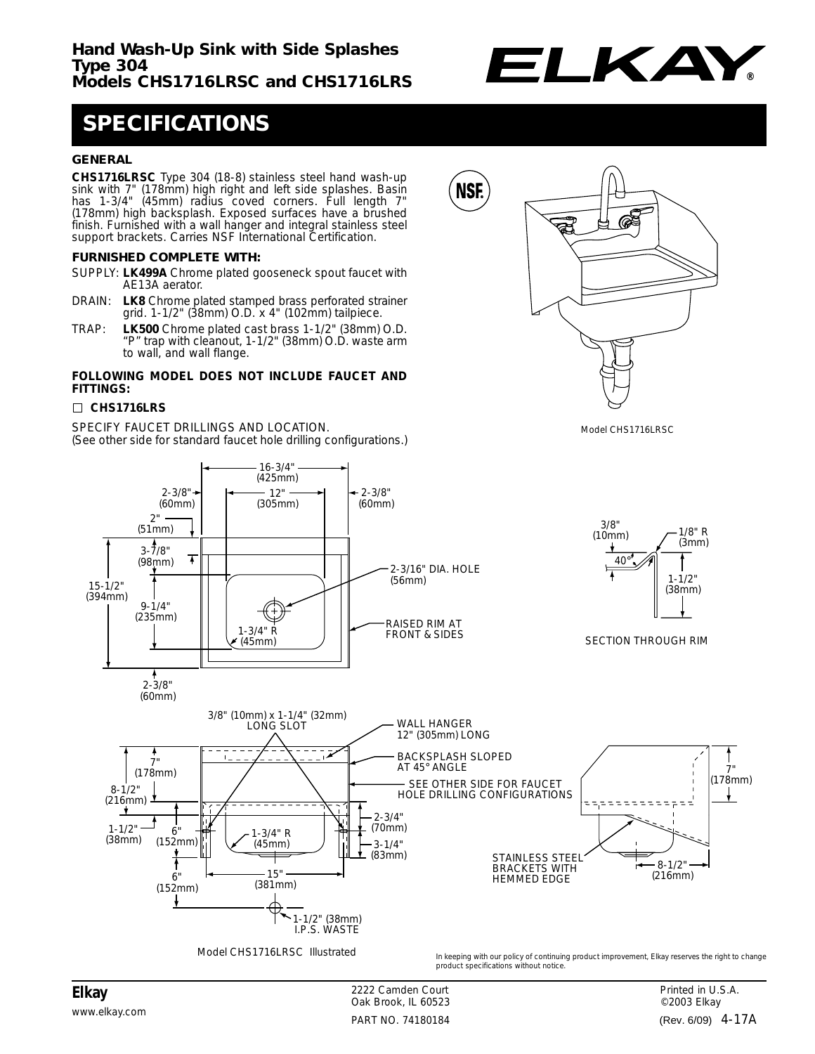# Hand Wash-Up Sink with Side Splashes Type 304 Models CHS1716LRSC and CHS1716LRS

ELKAY®

## SPECIFICATIONS

### GENERAL

**CHS1716LRSC** Type 304 (18-8) stainless steel hand wash-up sink with 7" (178mm) high right and left side splashes. Basin has 1-3/4" (45mm) radius coved corners. Full length 7" (178mm) high backsplash. Exposed surfaces have a brushed finish. Furnished with a wall hanger and integral stainless steel support brackets. Carries NSF International Certification.

### FURNISHED COMPLETE WITH:

SUPPLY: **LK499A** Chrome plated gooseneck spout faucet with AE13A aerator.

DRAIN: **LK8** Chrome plated stamped brass perforated strainer grid. 1-1/2" (38mm) O.D. x 4" (102mm) tailpiece.

TRAP: **LK500** Chrome plated cast brass 1-1/2" (38mm) O.D. "P" trap with cleanout, 1-1/2" (38mm) O.D. waste arm to wall, and wall flange.

### FOLLOWING MODEL DOES NOT INCLUDE FAUCET AND FITTINGS:

☐ **CHS1716LRS**

SPECIFY FAUCET DRILLINGS AND LOCATION.
(See other side for standard faucet hole drilling configurations.)

NSF

Model CHS1716LRSC

16-3/4" (425mm)
2-3/8" (60mm)
12" (305mm)
2-3/8" (60mm)
2" (51mm)
3-7/8" (98mm)
15-1/2" (394mm)
9-1/4" (235mm)
2-3/16" DIA. HOLE (56mm)
1-3/4" R (45mm)
RAISED RIM AT FRONT & SIDES
2-3/8" (60mm)

3/8" (10mm)
1/8" R (3mm)
40°
1-1/2" (38mm)
SECTION THROUGH RIM

3/8" (10mm) x 1-1/4" (32mm) LONG SLOT
WALL HANGER 12" (305mm) LONG
BACKSPLASH SLOPED AT 45° ANGLE
SEE OTHER SIDE FOR FAUCET HOLE DRILLING CONFIGURATIONS
7" (178mm)
8-1/2" (216mm)
1-1/2" (38mm)
6" (152mm)
1-3/4" R (45mm)
2-3/4" (70mm)
3-1/4" (83mm)
6" (152mm)
15" (381mm)
1-1/2" (38mm) I.P.S. WASTE

7" (178mm)
STAINLESS STEEL BRACKETS WITH HEMMED EDGE
8-1/2" (216mm)

Model CHS1716LRSC Illustrated

In keeping with our policy of continuing product improvement, Elkay reserves the right to change product specifications without notice.

Elkay
www.elkay.com

2222 Camden Court
Oak Brook, IL 60523

PART NO. 74180184

Printed in U.S.A.
©2003 Elkay

(Rev. 6/09) 4-17A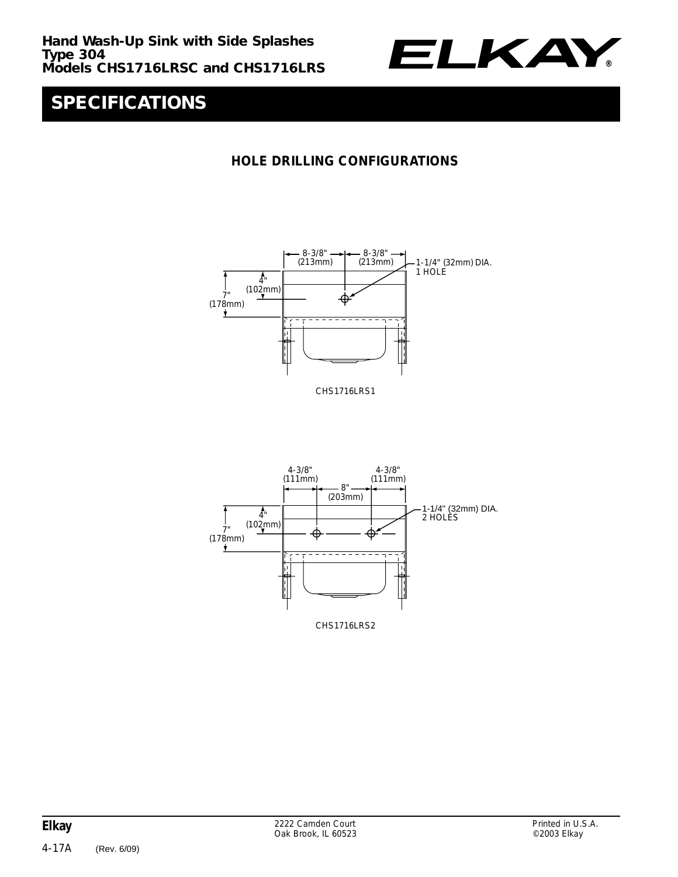# Hand Wash-Up Sink with Side Splashes
**Type 304**
**Models CHS1716LRSC and CHS1716LRS**

## SPECIFICATIONS

### HOLE DRILLING CONFIGURATIONS

8-3/8" (213mm)
8-3/8" (213mm)
1-1/4" (32mm) DIA.
1 HOLE
4" (102mm)
7" (178mm)

CHS1716LRS1

4-3/8" (111mm)
4-3/8" (111mm)
8" (203mm)
1-1/4" (32mm) DIA.
2 HOLES
4" (102mm)
7" (178mm)

CHS1716LRS2

**Elkay**

4-17A (Rev. 6/09)

2222 Camden Court
Oak Brook, IL 60523

Printed in U.S.A.
©2003 Elkay